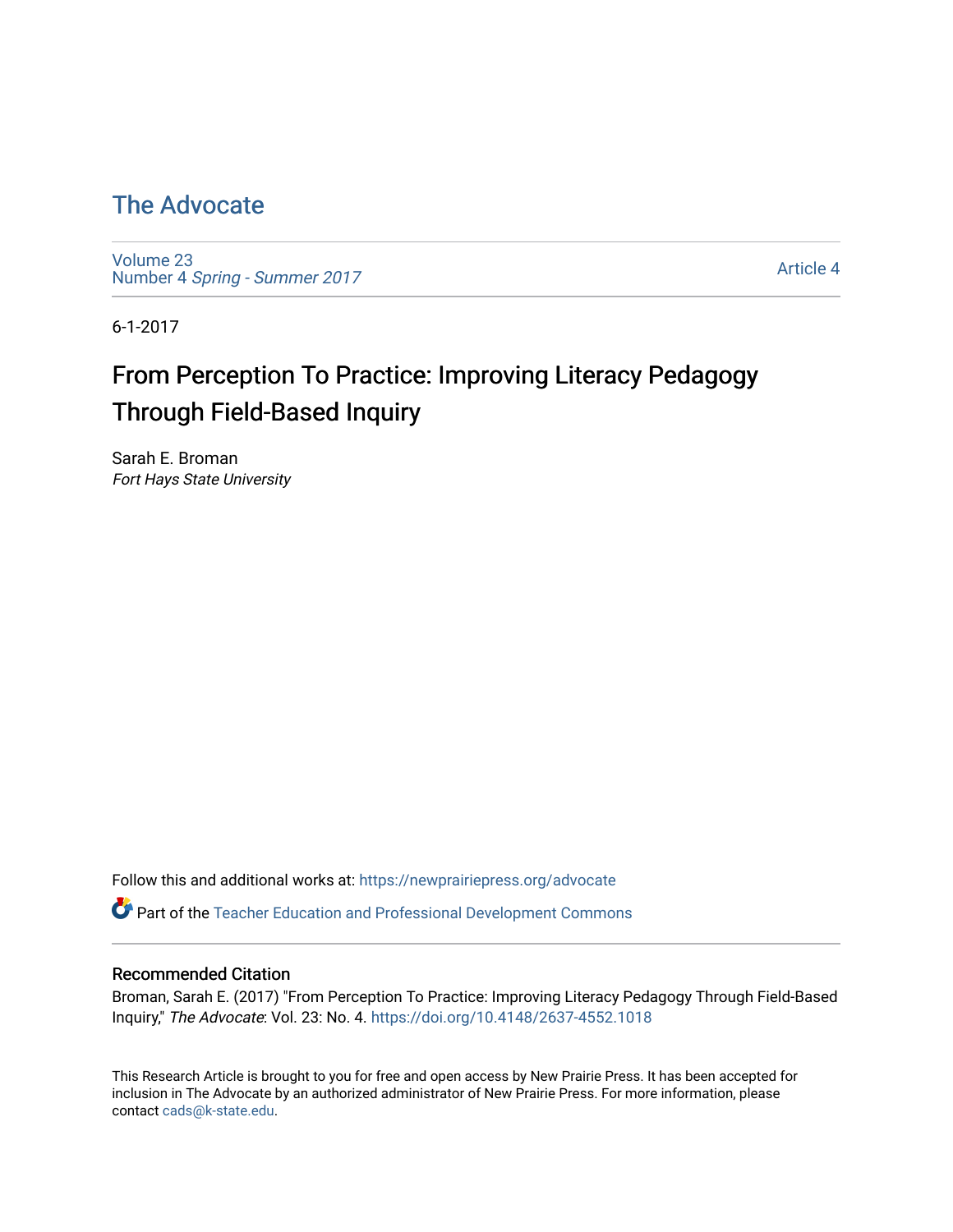# The Advocate

Volume 23
Number 4 *Spring - Summer 2017*

Article 4

6-1-2017

## From Perception To Practice: Improving Literacy Pedagogy Through Field-Based Inquiry

Sarah E. Broman
*Fort Hays State University*

Follow this and additional works at: https://newprairiepress.org/advocate

Part of the Teacher Education and Professional Development Commons

### Recommended Citation

Broman, Sarah E. (2017) "From Perception To Practice: Improving Literacy Pedagogy Through Field-Based Inquiry," *The Advocate*: Vol. 23: No. 4. https://doi.org/10.4148/2637-4552.1018

This Research Article is brought to you for free and open access by New Prairie Press. It has been accepted for inclusion in The Advocate by an authorized administrator of New Prairie Press. For more information, please contact cads@k-state.edu.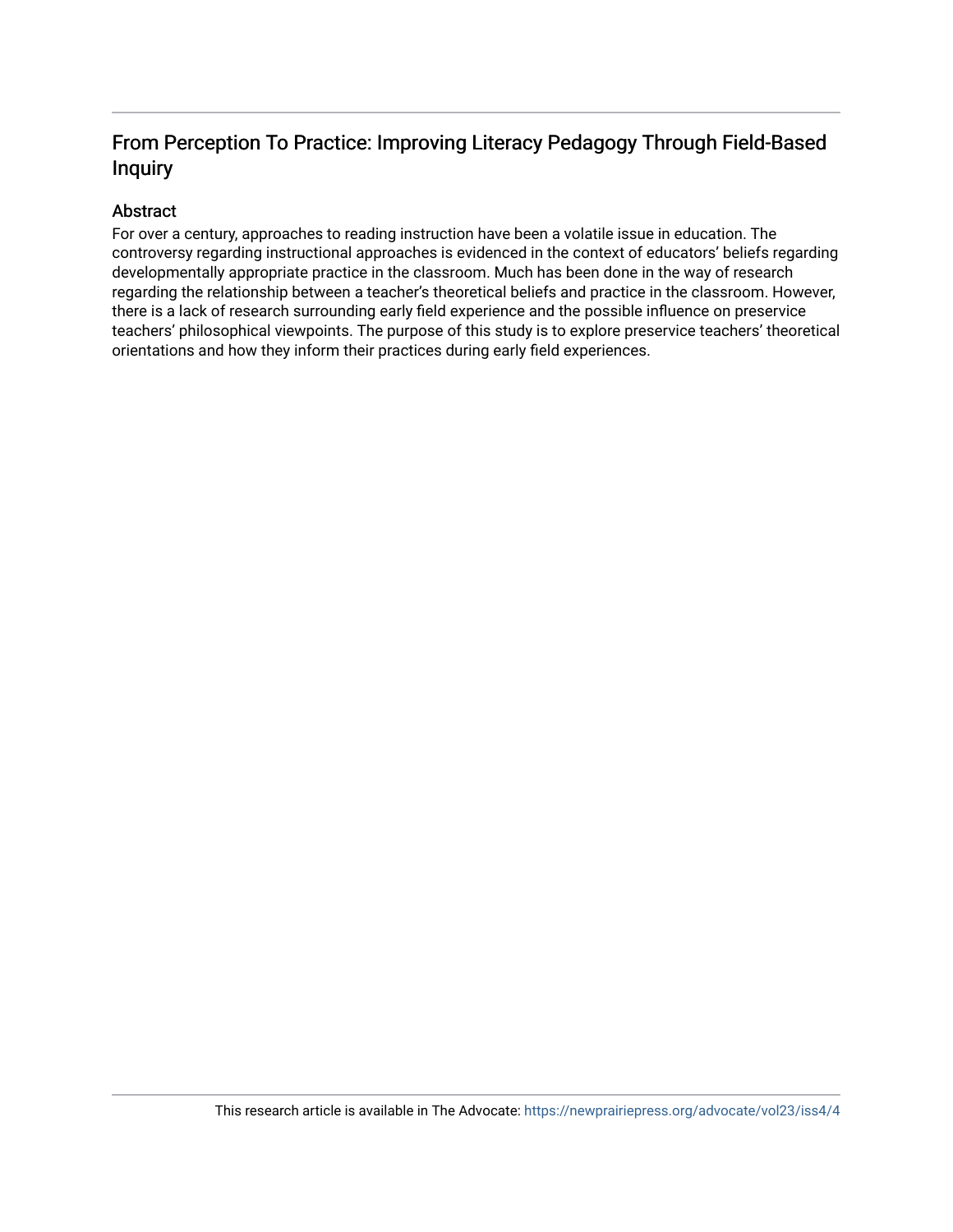## From Perception To Practice: Improving Literacy Pedagogy Through Field-Based Inquiry

### Abstract

For over a century, approaches to reading instruction have been a volatile issue in education. The controversy regarding instructional approaches is evidenced in the context of educators' beliefs regarding developmentally appropriate practice in the classroom. Much has been done in the way of research regarding the relationship between a teacher's theoretical beliefs and practice in the classroom. However, there is a lack of research surrounding early field experience and the possible influence on preservice teachers' philosophical viewpoints. The purpose of this study is to explore preservice teachers' theoretical orientations and how they inform their practices during early field experiences.

This research article is available in The Advocate: https://newprairiepress.org/advocate/vol23/iss4/4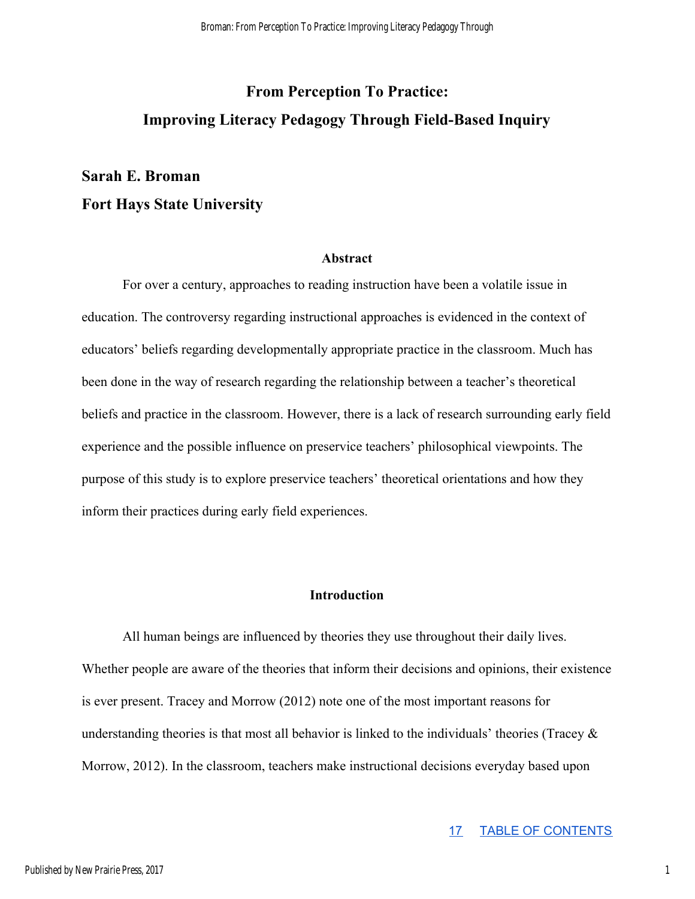# From Perception To Practice: Improving Literacy Pedagogy Through Field-Based Inquiry

**Sarah E. Broman**

**Fort Hays State University**

## Abstract

For over a century, approaches to reading instruction have been a volatile issue in education. The controversy regarding instructional approaches is evidenced in the context of educators' beliefs regarding developmentally appropriate practice in the classroom. Much has been done in the way of research regarding the relationship between a teacher's theoretical beliefs and practice in the classroom. However, there is a lack of research surrounding early field experience and the possible influence on preservice teachers' philosophical viewpoints. The purpose of this study is to explore preservice teachers' theoretical orientations and how they inform their practices during early field experiences.

## Introduction

All human beings are influenced by theories they use throughout their daily lives. Whether people are aware of the theories that inform their decisions and opinions, their existence is ever present. Tracey and Morrow (2012) note one of the most important reasons for understanding theories is that most all behavior is linked to the individuals' theories (Tracey & Morrow, 2012). In the classroom, teachers make instructional decisions everyday based upon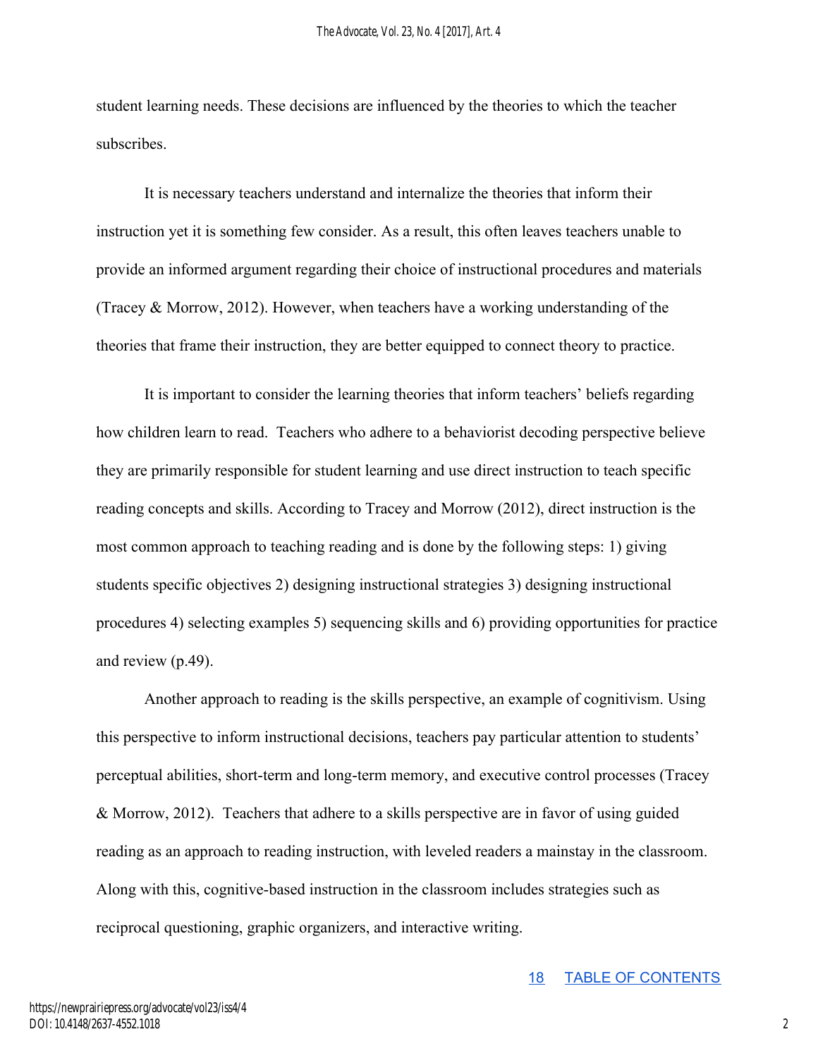student learning needs. These decisions are influenced by the theories to which the teacher subscribes.

It is necessary teachers understand and internalize the theories that inform their instruction yet it is something few consider. As a result, this often leaves teachers unable to provide an informed argument regarding their choice of instructional procedures and materials (Tracey & Morrow, 2012). However, when teachers have a working understanding of the theories that frame their instruction, they are better equipped to connect theory to practice.

It is important to consider the learning theories that inform teachers' beliefs regarding how children learn to read. Teachers who adhere to a behaviorist decoding perspective believe they are primarily responsible for student learning and use direct instruction to teach specific reading concepts and skills. According to Tracey and Morrow (2012), direct instruction is the most common approach to teaching reading and is done by the following steps: 1) giving students specific objectives 2) designing instructional strategies 3) designing instructional procedures 4) selecting examples 5) sequencing skills and 6) providing opportunities for practice and review (p.49).

Another approach to reading is the skills perspective, an example of cognitivism. Using this perspective to inform instructional decisions, teachers pay particular attention to students' perceptual abilities, short-term and long-term memory, and executive control processes (Tracey & Morrow, 2012). Teachers that adhere to a skills perspective are in favor of using guided reading as an approach to reading instruction, with leveled readers a mainstay in the classroom. Along with this, cognitive-based instruction in the classroom includes strategies such as reciprocal questioning, graphic organizers, and interactive writing.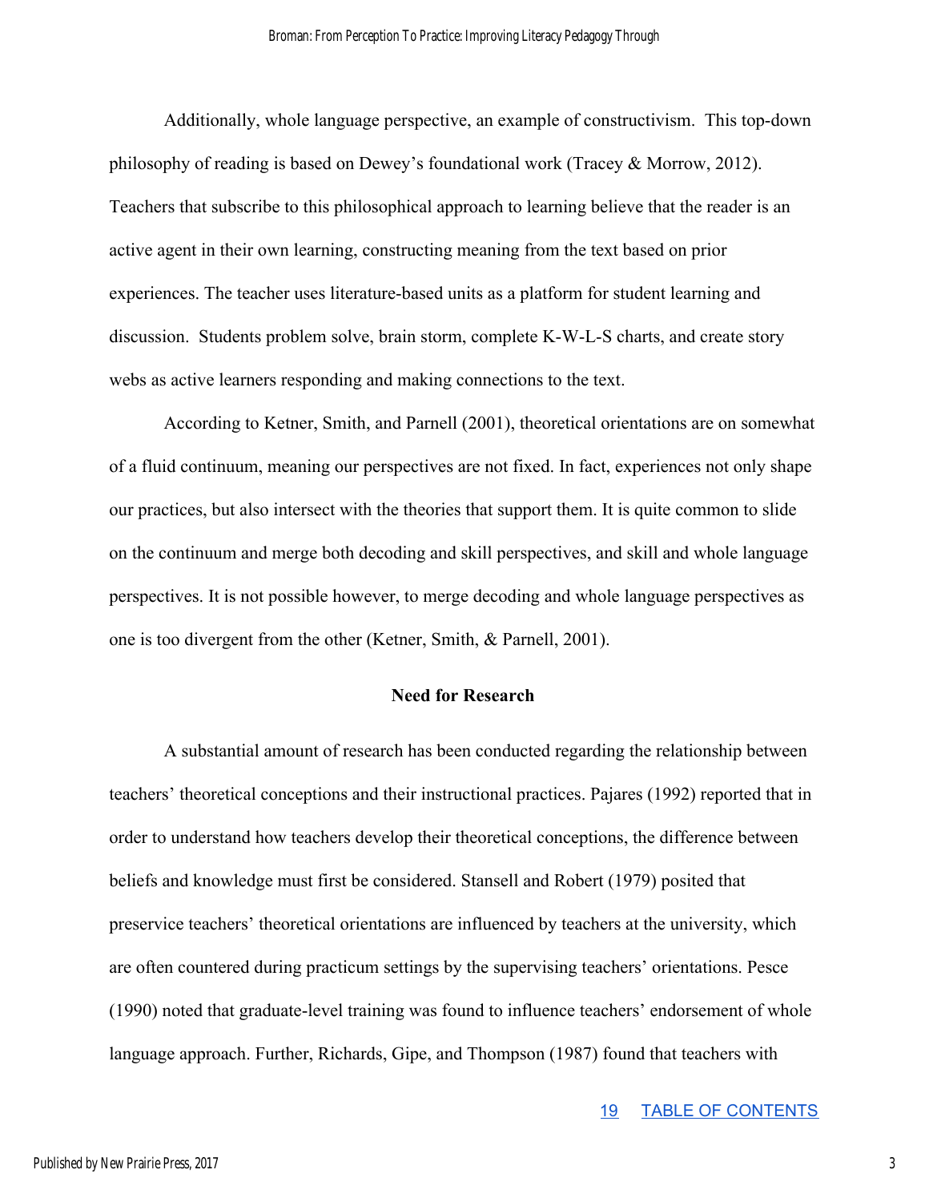Additionally, whole language perspective, an example of constructivism. This top-down philosophy of reading is based on Dewey's foundational work (Tracey & Morrow, 2012). Teachers that subscribe to this philosophical approach to learning believe that the reader is an active agent in their own learning, constructing meaning from the text based on prior experiences. The teacher uses literature-based units as a platform for student learning and discussion. Students problem solve, brain storm, complete K-W-L-S charts, and create story webs as active learners responding and making connections to the text.

According to Ketner, Smith, and Parnell (2001), theoretical orientations are on somewhat of a fluid continuum, meaning our perspectives are not fixed. In fact, experiences not only shape our practices, but also intersect with the theories that support them. It is quite common to slide on the continuum and merge both decoding and skill perspectives, and skill and whole language perspectives. It is not possible however, to merge decoding and whole language perspectives as one is too divergent from the other (Ketner, Smith, & Parnell, 2001).

## Need for Research

A substantial amount of research has been conducted regarding the relationship between teachers' theoretical conceptions and their instructional practices. Pajares (1992) reported that in order to understand how teachers develop their theoretical conceptions, the difference between beliefs and knowledge must first be considered. Stansell and Robert (1979) posited that preservice teachers' theoretical orientations are influenced by teachers at the university, which are often countered during practicum settings by the supervising teachers' orientations. Pesce (1990) noted that graduate-level training was found to influence teachers' endorsement of whole language approach. Further, Richards, Gipe, and Thompson (1987) found that teachers with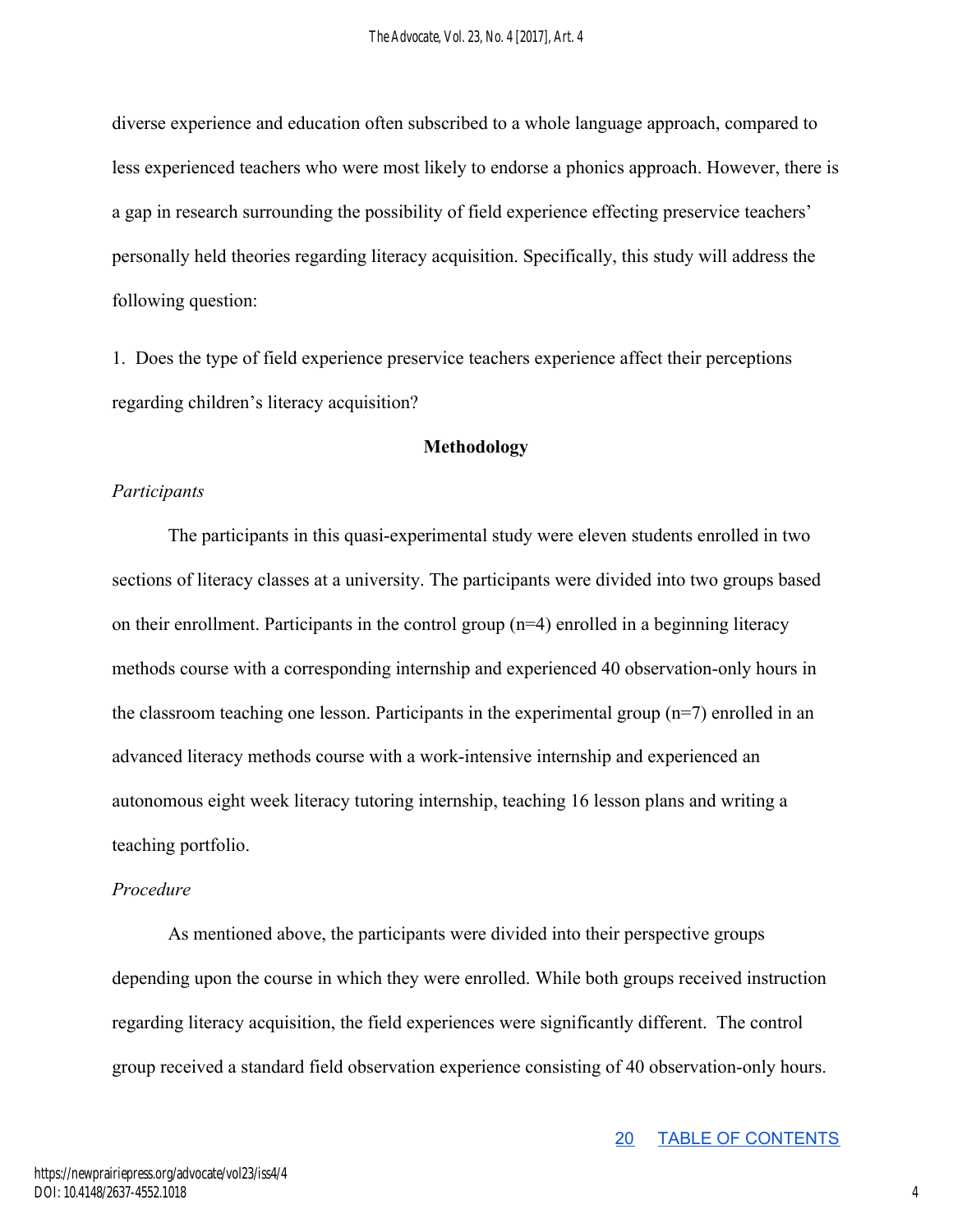diverse experience and education often subscribed to a whole language approach, compared to less experienced teachers who were most likely to endorse a phonics approach. However, there is a gap in research surrounding the possibility of field experience effecting preservice teachers' personally held theories regarding literacy acquisition. Specifically, this study will address the following question:

1. Does the type of field experience preservice teachers experience affect their perceptions regarding children's literacy acquisition?

## Methodology

### *Participants*

The participants in this quasi-experimental study were eleven students enrolled in two sections of literacy classes at a university. The participants were divided into two groups based on their enrollment. Participants in the control group (n=4) enrolled in a beginning literacy methods course with a corresponding internship and experienced 40 observation-only hours in the classroom teaching one lesson. Participants in the experimental group (n=7) enrolled in an advanced literacy methods course with a work-intensive internship and experienced an autonomous eight week literacy tutoring internship, teaching 16 lesson plans and writing a teaching portfolio.

### *Procedure*

As mentioned above, the participants were divided into their perspective groups depending upon the course in which they were enrolled. While both groups received instruction regarding literacy acquisition, the field experiences were significantly different. The control group received a standard field observation experience consisting of 40 observation-only hours.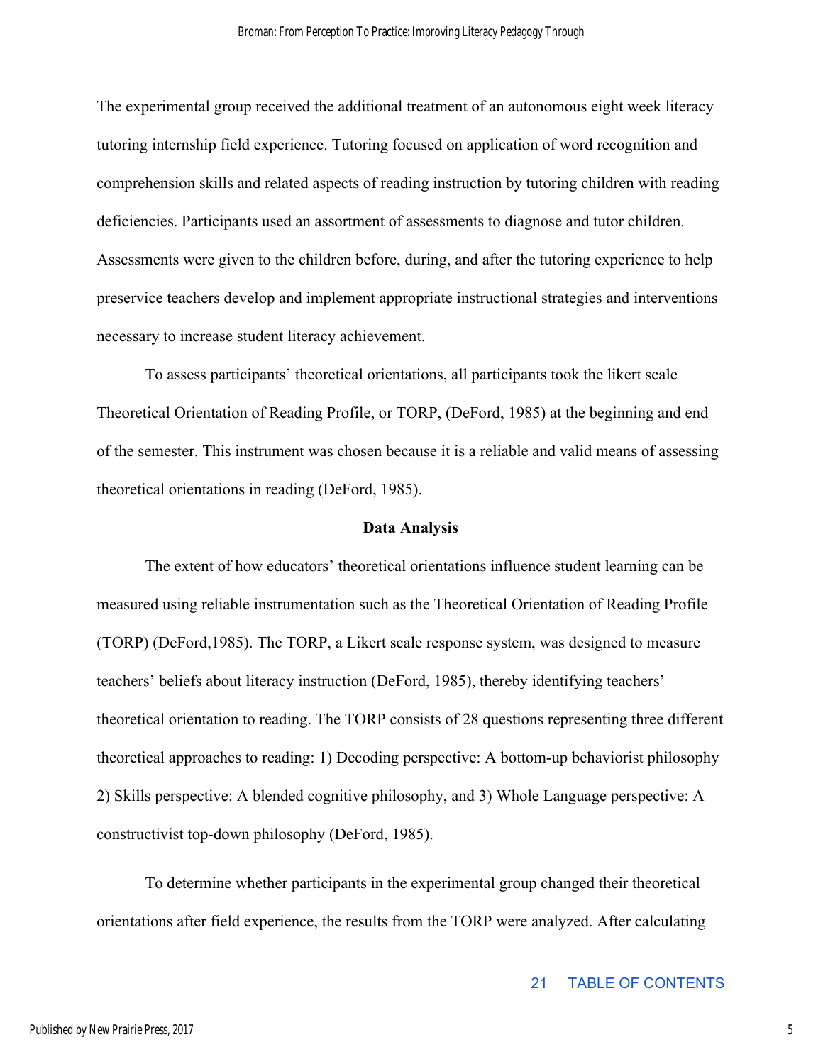The experimental group received the additional treatment of an autonomous eight week literacy tutoring internship field experience. Tutoring focused on application of word recognition and comprehension skills and related aspects of reading instruction by tutoring children with reading deficiencies. Participants used an assortment of assessments to diagnose and tutor children. Assessments were given to the children before, during, and after the tutoring experience to help preservice teachers develop and implement appropriate instructional strategies and interventions necessary to increase student literacy achievement.

To assess participants' theoretical orientations, all participants took the likert scale Theoretical Orientation of Reading Profile, or TORP, (DeFord, 1985) at the beginning and end of the semester. This instrument was chosen because it is a reliable and valid means of assessing theoretical orientations in reading (DeFord, 1985).

## Data Analysis

The extent of how educators' theoretical orientations influence student learning can be measured using reliable instrumentation such as the Theoretical Orientation of Reading Profile (TORP) (DeFord,1985). The TORP, a Likert scale response system, was designed to measure teachers' beliefs about literacy instruction (DeFord, 1985), thereby identifying teachers' theoretical orientation to reading. The TORP consists of 28 questions representing three different theoretical approaches to reading: 1) Decoding perspective: A bottom-up behaviorist philosophy 2) Skills perspective: A blended cognitive philosophy, and 3) Whole Language perspective: A constructivist top-down philosophy (DeFord, 1985).

To determine whether participants in the experimental group changed their theoretical orientations after field experience, the results from the TORP were analyzed. After calculating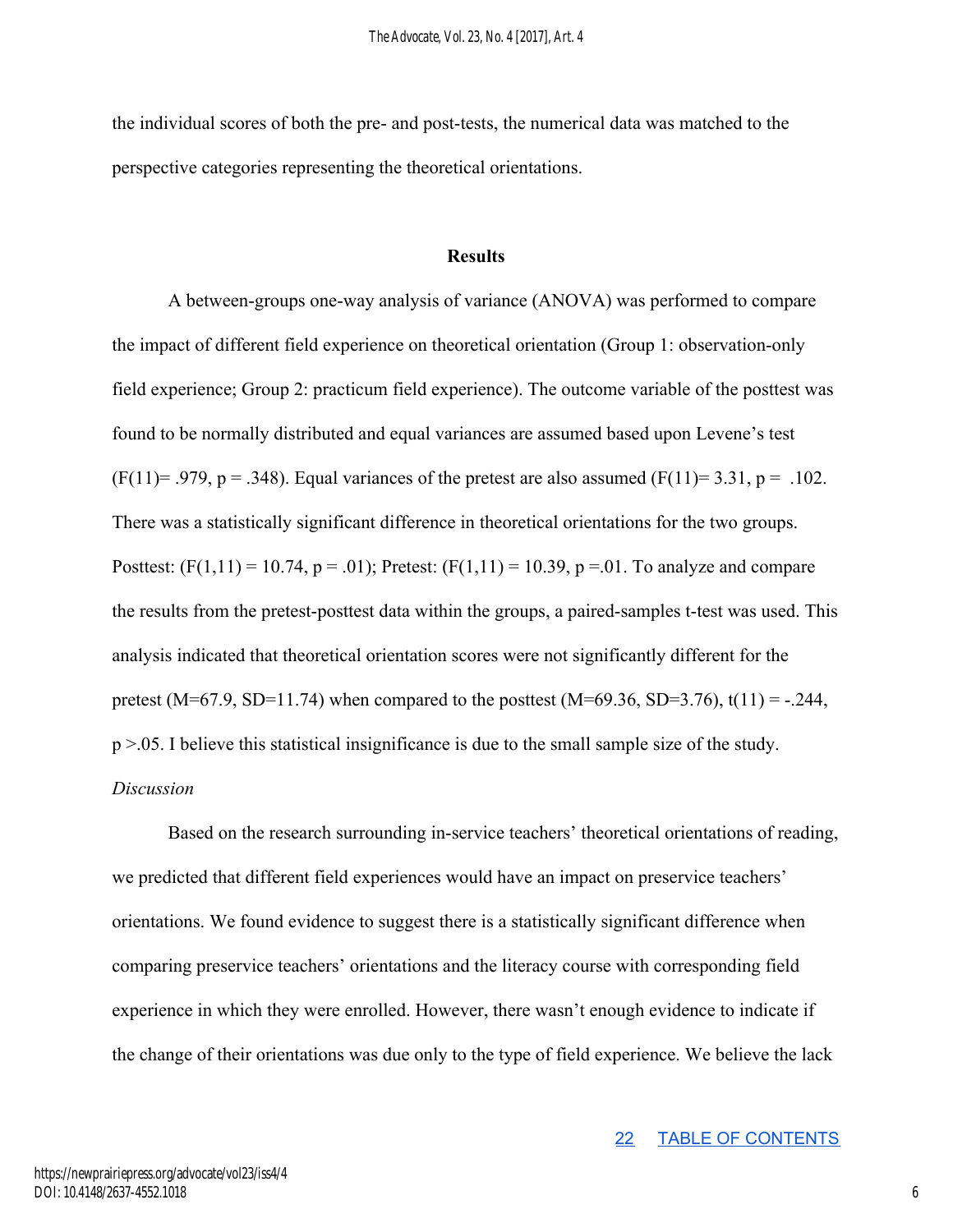the individual scores of both the pre- and post-tests, the numerical data was matched to the perspective categories representing the theoretical orientations.

## Results

A between-groups one-way analysis of variance (ANOVA) was performed to compare the impact of different field experience on theoretical orientation (Group 1: observation-only field experience; Group 2: practicum field experience). The outcome variable of the posttest was found to be normally distributed and equal variances are assumed based upon Levene's test ($F(11) = .979$, $p = .348$). Equal variances of the pretest are also assumed ($F(11) = 3.31$, $p = .102$. There was a statistically significant difference in theoretical orientations for the two groups. Posttest: ($F(1,11) = 10.74$, $p = .01$); Pretest: ($F(1,11) = 10.39$, $p = .01$. To analyze and compare the results from the pretest-posttest data within the groups, a paired-samples t-test was used. This analysis indicated that theoretical orientation scores were not significantly different for the pretest ($M=67.9$, $SD=11.74$) when compared to the posttest ($M=69.36$, $SD=3.76$), $t(11) = -.244$, $p > .05$. I believe this statistical insignificance is due to the small sample size of the study.

*Discussion*

Based on the research surrounding in-service teachers' theoretical orientations of reading, we predicted that different field experiences would have an impact on preservice teachers' orientations. We found evidence to suggest there is a statistically significant difference when comparing preservice teachers' orientations and the literacy course with corresponding field experience in which they were enrolled. However, there wasn't enough evidence to indicate if the change of their orientations was due only to the type of field experience. We believe the lack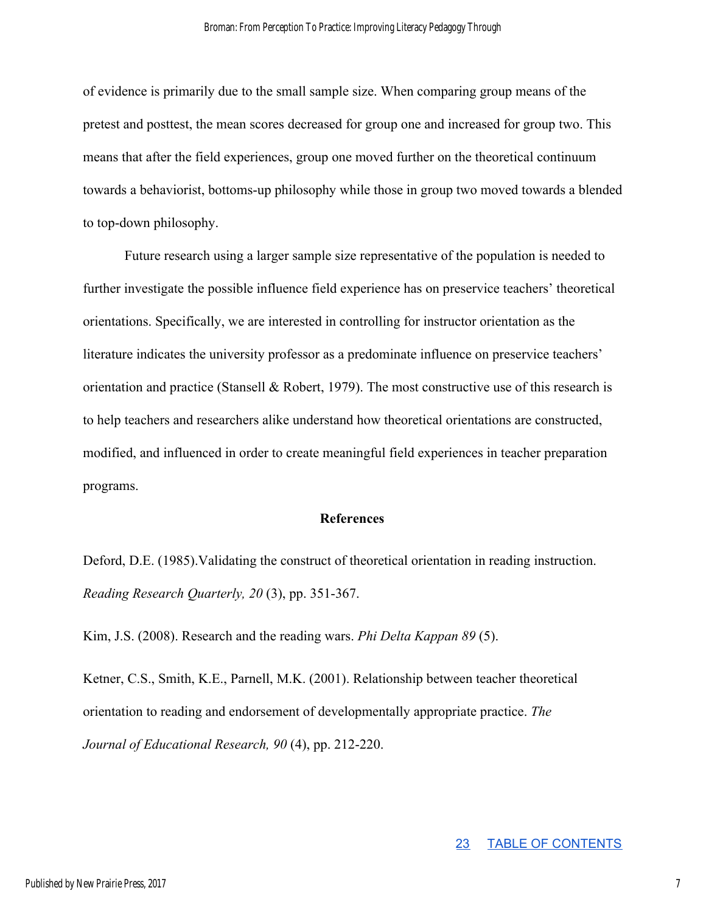of evidence is primarily due to the small sample size. When comparing group means of the pretest and posttest, the mean scores decreased for group one and increased for group two. This means that after the field experiences, group one moved further on the theoretical continuum towards a behaviorist, bottoms-up philosophy while those in group two moved towards a blended to top-down philosophy.

Future research using a larger sample size representative of the population is needed to further investigate the possible influence field experience has on preservice teachers' theoretical orientations. Specifically, we are interested in controlling for instructor orientation as the literature indicates the university professor as a predominate influence on preservice teachers' orientation and practice (Stansell & Robert, 1979). The most constructive use of this research is to help teachers and researchers alike understand how theoretical orientations are constructed, modified, and influenced in order to create meaningful field experiences in teacher preparation programs.

## References

Deford, D.E. (1985).Validating the construct of theoretical orientation in reading instruction. *Reading Research Quarterly, 20* (3), pp. 351-367.

Kim, J.S. (2008). Research and the reading wars. *Phi Delta Kappan 89* (5).

Ketner, C.S., Smith, K.E., Parnell, M.K. (2001). Relationship between teacher theoretical orientation to reading and endorsement of developmentally appropriate practice. *The Journal of Educational Research, 90* (4), pp. 212-220.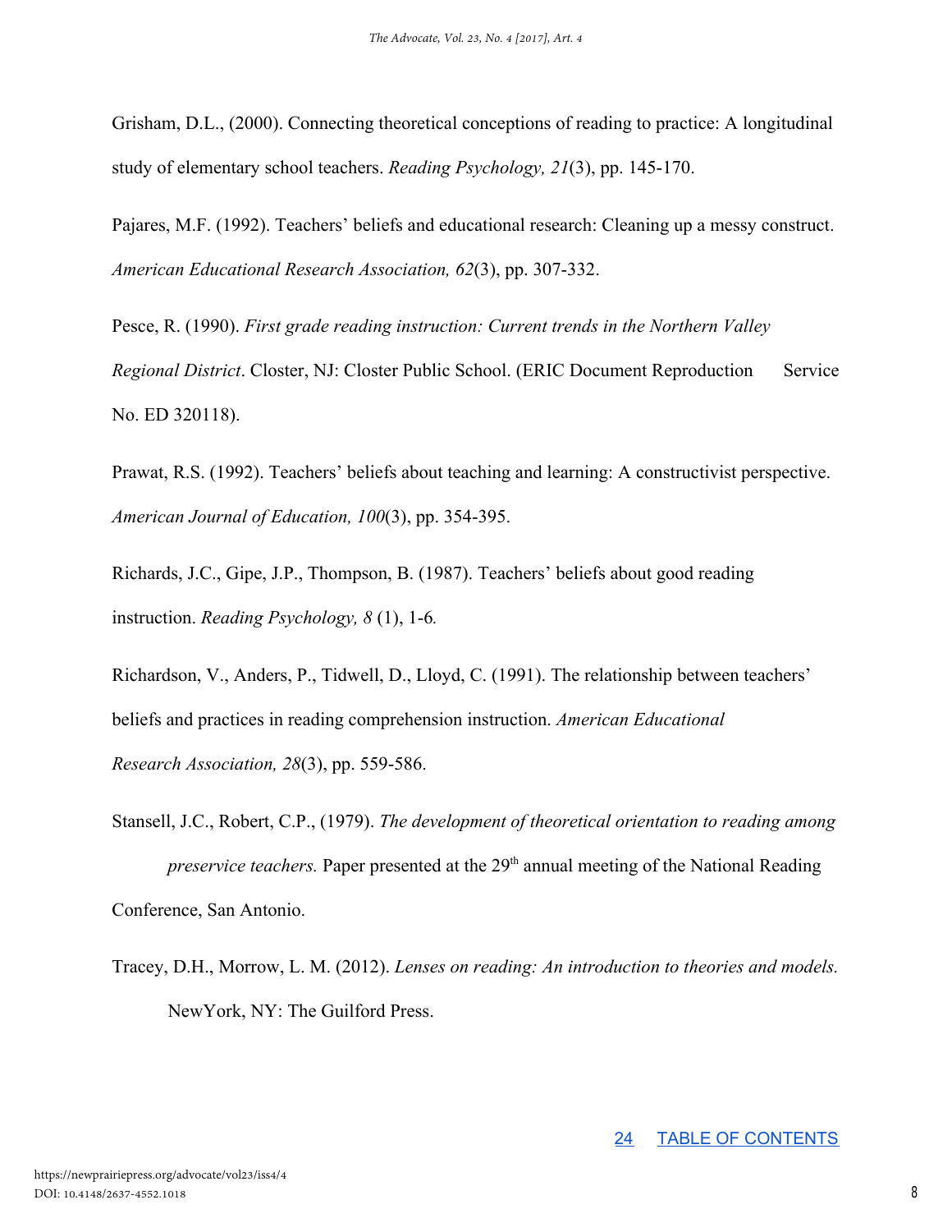Grisham, D.L., (2000). Connecting theoretical conceptions of reading to practice: A longitudinal study of elementary school teachers. *Reading Psychology, 21*(3), pp. 145-170.

Pajares, M.F. (1992). Teachers' beliefs and educational research: Cleaning up a messy construct. *American Educational Research Association, 62*(3), pp. 307-332.

Pesce, R. (1990). *First grade reading instruction: Current trends in the Northern Valley Regional District*. Closter, NJ: Closter Public School. (ERIC Document Reproduction Service No. ED 320118).

Prawat, R.S. (1992). Teachers' beliefs about teaching and learning: A constructivist perspective. *American Journal of Education, 100*(3), pp. 354-395.

Richards, J.C., Gipe, J.P., Thompson, B. (1987). Teachers' beliefs about good reading instruction. *Reading Psychology, 8* (1), 1-6*.*

Richardson, V., Anders, P., Tidwell, D., Lloyd, C. (1991). The relationship between teachers' beliefs and practices in reading comprehension instruction. *American Educational Research Association, 28*(3), pp. 559-586.

Stansell, J.C., Robert, C.P., (1979). *The development of theoretical orientation to reading among preservice teachers.* Paper presented at the 29th annual meeting of the National Reading Conference, San Antonio.

Tracey, D.H., Morrow, L. M. (2012). *Lenses on reading: An introduction to theories and models.* NewYork, NY: The Guilford Press.

24 TABLE OF CONTENTS